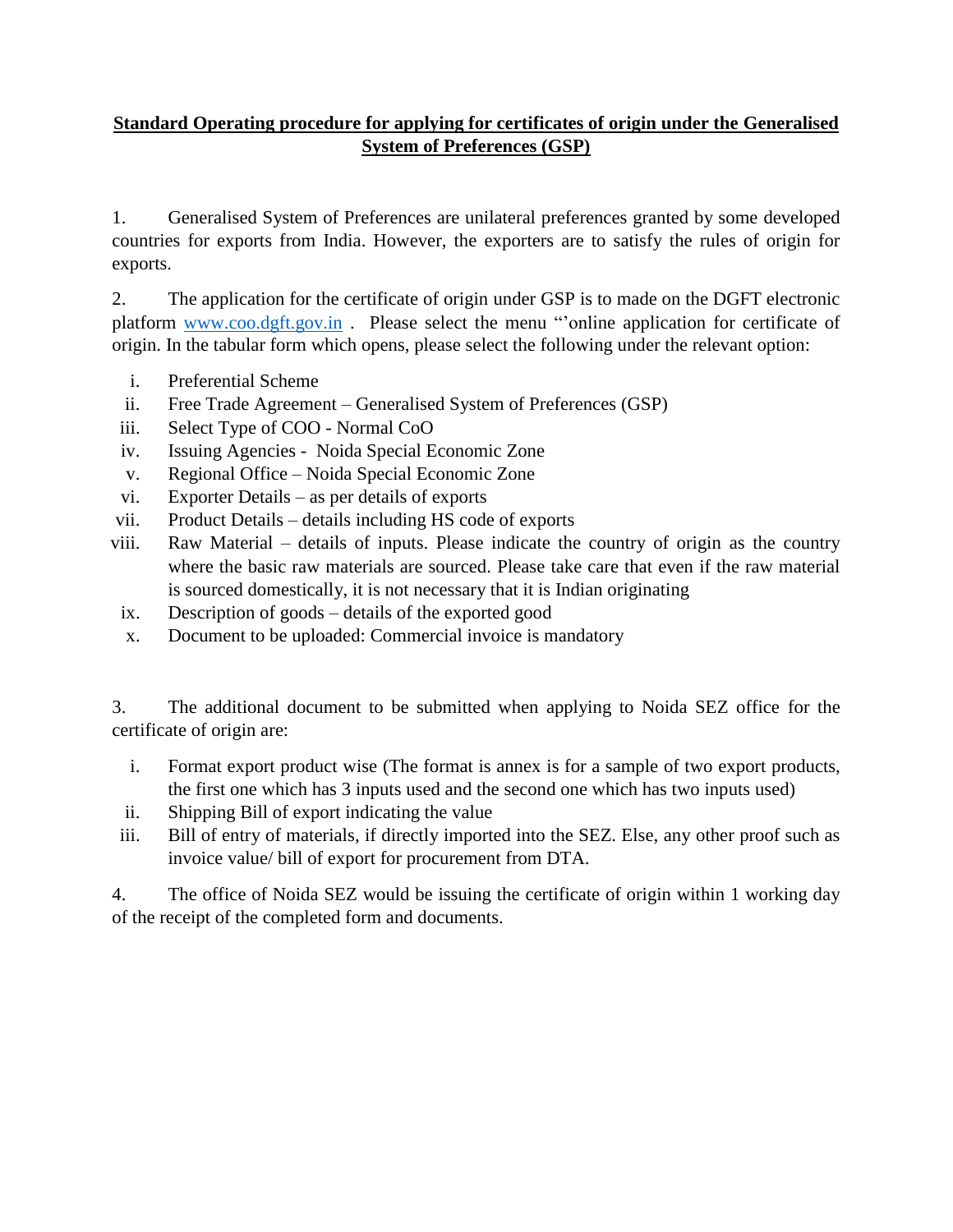**Standard Operating procedure for applying for certificates of origin under the Generalised System of Preferences (GSP)**

1. Generalised System of Preferences are unilateral preferences granted by some developed countries for exports from India. However, the exporters are to satisfy the rules of origin for exports.

2. The application for the certificate of origin under GSP is to made on the DGFT electronic platform www.coo.dgft.gov.in . Please select the menu "'online application for certificate of origin. In the tabular form which opens, please select the following under the relevant option:

   i. Preferential Scheme
   ii. Free Trade Agreement – Generalised System of Preferences (GSP)
   iii. Select Type of COO - Normal CoO
   iv. Issuing Agencies - Noida Special Economic Zone
   v. Regional Office – Noida Special Economic Zone
   vi. Exporter Details – as per details of exports
   vii. Product Details – details including HS code of exports
   viii. Raw Material – details of inputs. Please indicate the country of origin as the country where the basic raw materials are sourced. Please take care that even if the raw material is sourced domestically, it is not necessary that it is Indian originating
   ix. Description of goods – details of the exported good
   x. Document to be uploaded: Commercial invoice is mandatory

3. The additional document to be submitted when applying to Noida SEZ office for the certificate of origin are:

   i. Format export product wise (The format is annex is for a sample of two export products, the first one which has 3 inputs used and the second one which has two inputs used)
   ii. Shipping Bill of export indicating the value
   iii. Bill of entry of materials, if directly imported into the SEZ. Else, any other proof such as invoice value/ bill of export for procurement from DTA.

4. The office of Noida SEZ would be issuing the certificate of origin within 1 working day of the receipt of the completed form and documents.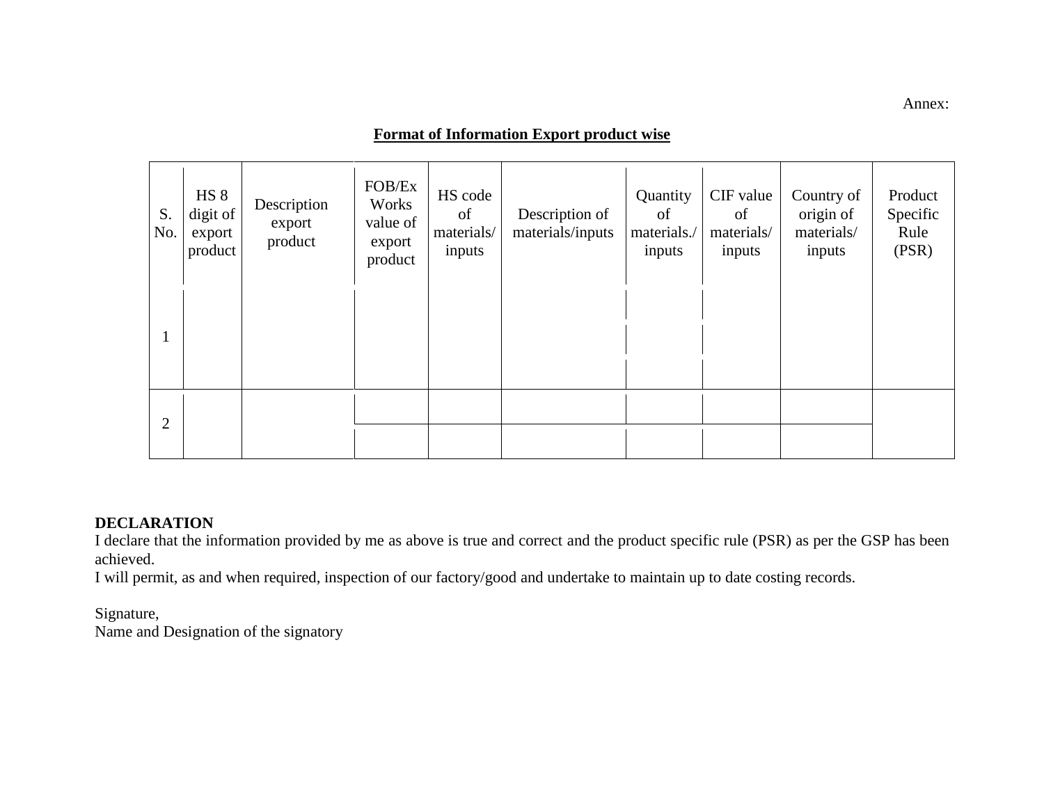Annex:

**<u>Format of Information Export product wise</u>**

| S. No. | HS 8 digit of export product | Description export product | FOB/Ex Works value of export product | HS code of materials/ inputs | Description of materials/inputs | Quantity of materials./ inputs | CIF value of materials/ inputs | Country of origin of materials/ inputs | Product Specific Rule (PSR) |
|---|---|---|---|---|---|---|---|---|---|
| 1 | | | | | | | | | |
| 2 | | | | | | | | | |
| | | | | | | | | | |

**DECLARATION**
I declare that the information provided by me as above is true and correct and the product specific rule (PSR) as per the GSP has been achieved.
I will permit, as and when required, inspection of our factory/good and undertake to maintain up to date costing records.

Signature,
Name and Designation of the signatory